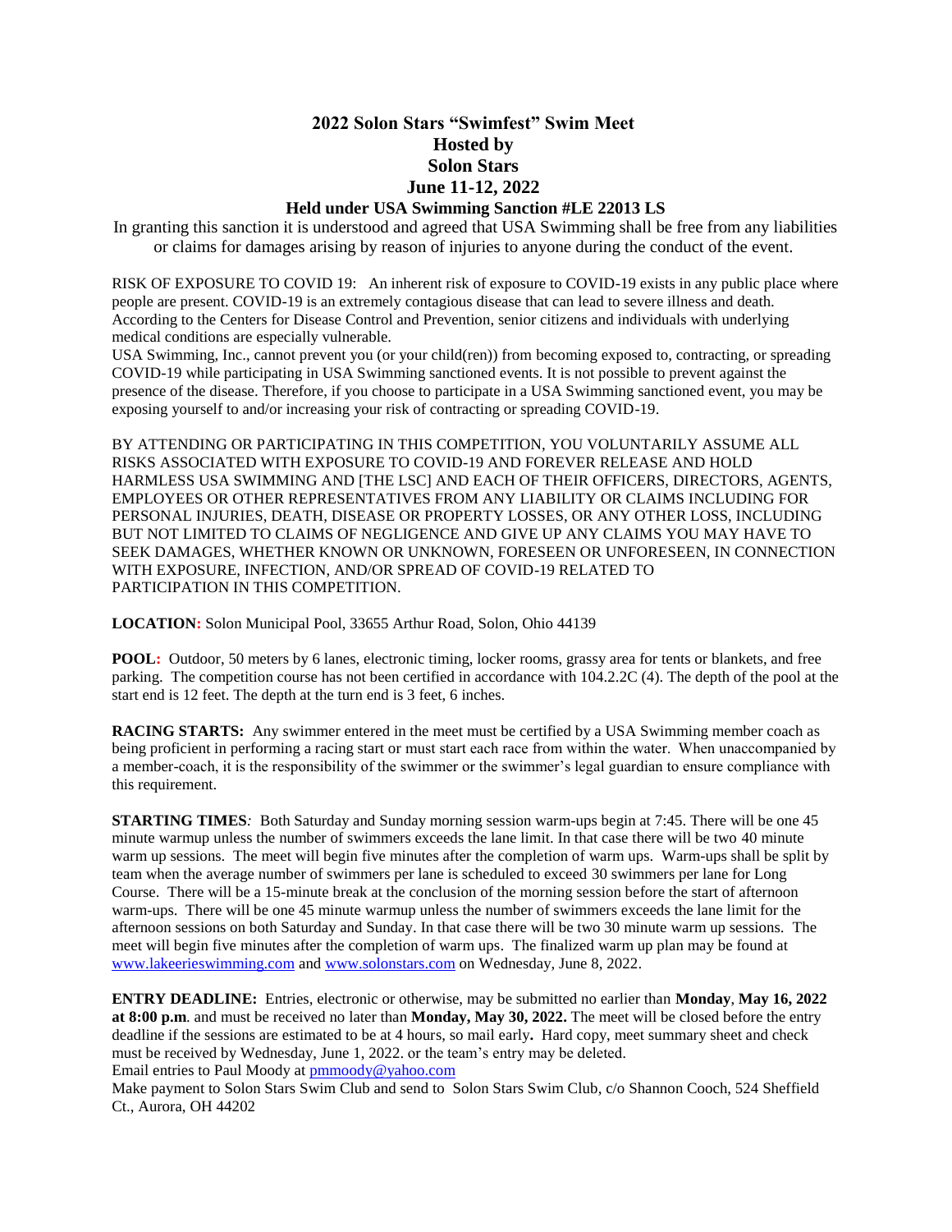# 2022 Solon Stars "Swimfest" Swim Meet
## Hosted by
## Solon Stars
## June 11-12, 2022
### Held under USA Swimming Sanction #LE 22013 LS

In granting this sanction it is understood and agreed that USA Swimming shall be free from any liabilities or claims for damages arising by reason of injuries to anyone during the conduct of the event.

RISK OF EXPOSURE TO COVID 19: An inherent risk of exposure to COVID-19 exists in any public place where people are present. COVID-19 is an extremely contagious disease that can lead to severe illness and death. According to the Centers for Disease Control and Prevention, senior citizens and individuals with underlying medical conditions are especially vulnerable.
USA Swimming, Inc., cannot prevent you (or your child(ren)) from becoming exposed to, contracting, or spreading COVID-19 while participating in USA Swimming sanctioned events. It is not possible to prevent against the presence of the disease. Therefore, if you choose to participate in a USA Swimming sanctioned event, you may be exposing yourself to and/or increasing your risk of contracting or spreading COVID-19.

BY ATTENDING OR PARTICIPATING IN THIS COMPETITION, YOU VOLUNTARILY ASSUME ALL RISKS ASSOCIATED WITH EXPOSURE TO COVID-19 AND FOREVER RELEASE AND HOLD HARMLESS USA SWIMMING AND [THE LSC] AND EACH OF THEIR OFFICERS, DIRECTORS, AGENTS, EMPLOYEES OR OTHER REPRESENTATIVES FROM ANY LIABILITY OR CLAIMS INCLUDING FOR PERSONAL INJURIES, DEATH, DISEASE OR PROPERTY LOSSES, OR ANY OTHER LOSS, INCLUDING BUT NOT LIMITED TO CLAIMS OF NEGLIGENCE AND GIVE UP ANY CLAIMS YOU MAY HAVE TO SEEK DAMAGES, WHETHER KNOWN OR UNKNOWN, FORESEEN OR UNFORESEEN, IN CONNECTION WITH EXPOSURE, INFECTION, AND/OR SPREAD OF COVID-19 RELATED TO PARTICIPATION IN THIS COMPETITION.

**LOCATION:** Solon Municipal Pool, 33655 Arthur Road, Solon, Ohio 44139

**POOL:** Outdoor, 50 meters by 6 lanes, electronic timing, locker rooms, grassy area for tents or blankets, and free parking. The competition course has not been certified in accordance with 104.2.2C (4). The depth of the pool at the start end is 12 feet. The depth at the turn end is 3 feet, 6 inches.

**RACING STARTS:** Any swimmer entered in the meet must be certified by a USA Swimming member coach as being proficient in performing a racing start or must start each race from within the water. When unaccompanied by a member-coach, it is the responsibility of the swimmer or the swimmer's legal guardian to ensure compliance with this requirement.

**STARTING TIMES***:* Both Saturday and Sunday morning session warm-ups begin at 7:45. There will be one 45 minute warmup unless the number of swimmers exceeds the lane limit. In that case there will be two 40 minute warm up sessions. The meet will begin five minutes after the completion of warm ups. Warm-ups shall be split by team when the average number of swimmers per lane is scheduled to exceed 30 swimmers per lane for Long Course. There will be a 15-minute break at the conclusion of the morning session before the start of afternoon warm-ups. There will be one 45 minute warmup unless the number of swimmers exceeds the lane limit for the afternoon sessions on both Saturday and Sunday. In that case there will be two 30 minute warm up sessions. The meet will begin five minutes after the completion of warm ups. The finalized warm up plan may be found at www.lakeerieswimming.com and www.solonstars.com on Wednesday, June 8, 2022.

**ENTRY DEADLINE:** Entries, electronic or otherwise, may be submitted no earlier than **Monday**, **May 16, 2022 at 8:00 p.m***.* and must be received no later than **Monday, May 30, 2022.** The meet will be closed before the entry deadline if the sessions are estimated to be at 4 hours, so mail early**.** Hard copy, meet summary sheet and check must be received by Wednesday, June 1, 2022. or the team's entry may be deleted.
Email entries to Paul Moody at pmmoody@yahoo.com
Make payment to Solon Stars Swim Club and send to Solon Stars Swim Club, c/o Shannon Cooch, 524 Sheffield Ct., Aurora, OH 44202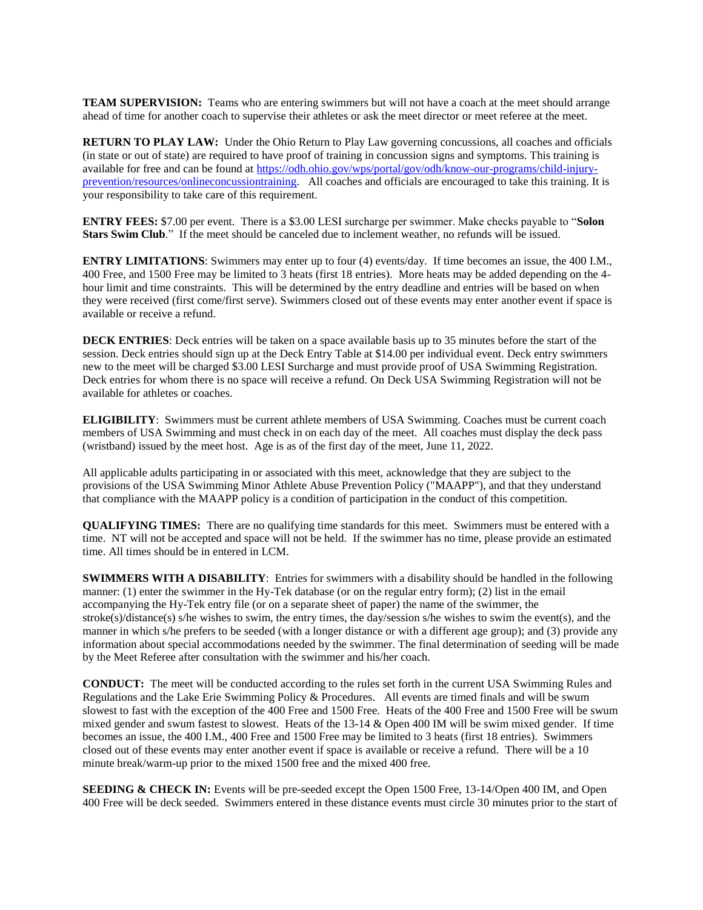**TEAM SUPERVISION:** Teams who are entering swimmers but will not have a coach at the meet should arrange ahead of time for another coach to supervise their athletes or ask the meet director or meet referee at the meet.

**RETURN TO PLAY LAW:** Under the Ohio Return to Play Law governing concussions, all coaches and officials (in state or out of state) are required to have proof of training in concussion signs and symptoms. This training is available for free and can be found at [https://odh.ohio.gov/wps/portal/gov/odh/know-our-programs/child-injury-prevention/resources/onlineconcussiontraining](https://odh.ohio.gov/wps/portal/gov/odh/know-our-programs/child-injury-prevention/resources/onlineconcussiontraining). All coaches and officials are encouraged to take this training. It is your responsibility to take care of this requirement.

**ENTRY FEES:** $7.00 per event. There is a $3.00 LESI surcharge per swimmer. Make checks payable to "**Solon Stars Swim Club**." If the meet should be canceled due to inclement weather, no refunds will be issued.

**ENTRY LIMITATIONS**: Swimmers may enter up to four (4) events/day. If time becomes an issue, the 400 I.M., 400 Free, and 1500 Free may be limited to 3 heats (first 18 entries). More heats may be added depending on the 4-hour limit and time constraints. This will be determined by the entry deadline and entries will be based on when they were received (first come/first serve). Swimmers closed out of these events may enter another event if space is available or receive a refund.

**DECK ENTRIES**: Deck entries will be taken on a space available basis up to 35 minutes before the start of the session. Deck entries should sign up at the Deck Entry Table at $14.00 per individual event. Deck entry swimmers new to the meet will be charged $3.00 LESI Surcharge and must provide proof of USA Swimming Registration. Deck entries for whom there is no space will receive a refund. On Deck USA Swimming Registration will not be available for athletes or coaches.

**ELIGIBILITY**: Swimmers must be current athlete members of USA Swimming. Coaches must be current coach members of USA Swimming and must check in on each day of the meet. All coaches must display the deck pass (wristband) issued by the meet host. Age is as of the first day of the meet, June 11, 2022.

All applicable adults participating in or associated with this meet, acknowledge that they are subject to the provisions of the USA Swimming Minor Athlete Abuse Prevention Policy ("MAAPP"), and that they understand that compliance with the MAAPP policy is a condition of participation in the conduct of this competition.

**QUALIFYING TIMES:** There are no qualifying time standards for this meet. Swimmers must be entered with a time. NT will not be accepted and space will not be held. If the swimmer has no time, please provide an estimated time. All times should be in entered in LCM.

**SWIMMERS WITH A DISABILITY**: Entries for swimmers with a disability should be handled in the following manner: (1) enter the swimmer in the Hy-Tek database (or on the regular entry form); (2) list in the email accompanying the Hy-Tek entry file (or on a separate sheet of paper) the name of the swimmer, the stroke(s)/distance(s) s/he wishes to swim, the entry times, the day/session s/he wishes to swim the event(s), and the manner in which s/he prefers to be seeded (with a longer distance or with a different age group); and (3) provide any information about special accommodations needed by the swimmer. The final determination of seeding will be made by the Meet Referee after consultation with the swimmer and his/her coach.

**CONDUCT:** The meet will be conducted according to the rules set forth in the current USA Swimming Rules and Regulations and the Lake Erie Swimming Policy & Procedures. All events are timed finals and will be swum slowest to fast with the exception of the 400 Free and 1500 Free. Heats of the 400 Free and 1500 Free will be swum mixed gender and swum fastest to slowest. Heats of the 13-14 & Open 400 IM will be swim mixed gender. If time becomes an issue, the 400 I.M., 400 Free and 1500 Free may be limited to 3 heats (first 18 entries). Swimmers closed out of these events may enter another event if space is available or receive a refund. There will be a 10 minute break/warm-up prior to the mixed 1500 free and the mixed 400 free.

**SEEDING & CHECK IN:** Events will be pre-seeded except the Open 1500 Free, 13-14/Open 400 IM, and Open 400 Free will be deck seeded. Swimmers entered in these distance events must circle 30 minutes prior to the start of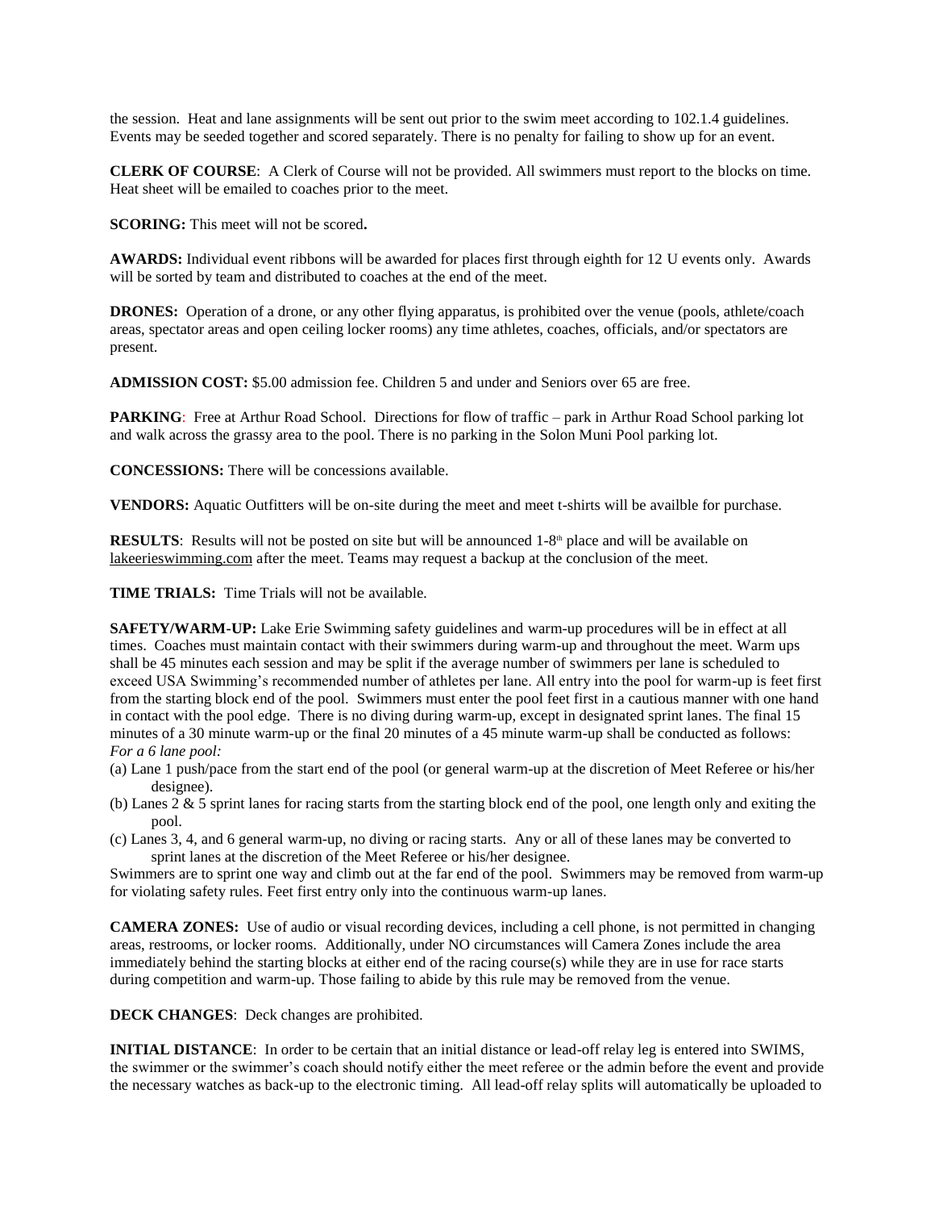the session. Heat and lane assignments will be sent out prior to the swim meet according to 102.1.4 guidelines. Events may be seeded together and scored separately. There is no penalty for failing to show up for an event.

**CLERK OF COURSE**: A Clerk of Course will not be provided. All swimmers must report to the blocks on time. Heat sheet will be emailed to coaches prior to the meet.

**SCORING:** This meet will not be scored**.**

**AWARDS:** Individual event ribbons will be awarded for places first through eighth for 12 U events only. Awards will be sorted by team and distributed to coaches at the end of the meet.

**DRONES:** Operation of a drone, or any other flying apparatus, is prohibited over the venue (pools, athlete/coach areas, spectator areas and open ceiling locker rooms) any time athletes, coaches, officials, and/or spectators are present.

**ADMISSION COST:** $5.00 admission fee. Children 5 and under and Seniors over 65 are free.

**PARKING**: Free at Arthur Road School. Directions for flow of traffic – park in Arthur Road School parking lot and walk across the grassy area to the pool. There is no parking in the Solon Muni Pool parking lot.

**CONCESSIONS:** There will be concessions available.

**VENDORS:** Aquatic Outfitters will be on-site during the meet and meet t-shirts will be availble for purchase.

**RESULTS**: Results will not be posted on site but will be announced 1-8th place and will be available on lakeerieswimming.com after the meet. Teams may request a backup at the conclusion of the meet.

**TIME TRIALS:** Time Trials will not be available.

**SAFETY/WARM-UP:** Lake Erie Swimming safety guidelines and warm-up procedures will be in effect at all times. Coaches must maintain contact with their swimmers during warm-up and throughout the meet. Warm ups shall be 45 minutes each session and may be split if the average number of swimmers per lane is scheduled to exceed USA Swimming's recommended number of athletes per lane. All entry into the pool for warm-up is feet first from the starting block end of the pool. Swimmers must enter the pool feet first in a cautious manner with one hand in contact with the pool edge. There is no diving during warm-up, except in designated sprint lanes. The final 15 minutes of a 30 minute warm-up or the final 20 minutes of a 45 minute warm-up shall be conducted as follows:
*For a 6 lane pool:*

(a) Lane 1 push/pace from the start end of the pool (or general warm-up at the discretion of Meet Referee or his/her designee).
(b) Lanes 2 & 5 sprint lanes for racing starts from the starting block end of the pool, one length only and exiting the pool.
(c) Lanes 3, 4, and 6 general warm-up, no diving or racing starts. Any or all of these lanes may be converted to sprint lanes at the discretion of the Meet Referee or his/her designee.

Swimmers are to sprint one way and climb out at the far end of the pool. Swimmers may be removed from warm-up for violating safety rules. Feet first entry only into the continuous warm-up lanes.

**CAMERA ZONES:** Use of audio or visual recording devices, including a cell phone, is not permitted in changing areas, restrooms, or locker rooms. Additionally, under NO circumstances will Camera Zones include the area immediately behind the starting blocks at either end of the racing course(s) while they are in use for race starts during competition and warm-up. Those failing to abide by this rule may be removed from the venue.

**DECK CHANGES**: Deck changes are prohibited.

**INITIAL DISTANCE**: In order to be certain that an initial distance or lead-off relay leg is entered into SWIMS, the swimmer or the swimmer's coach should notify either the meet referee or the admin before the event and provide the necessary watches as back-up to the electronic timing. All lead-off relay splits will automatically be uploaded to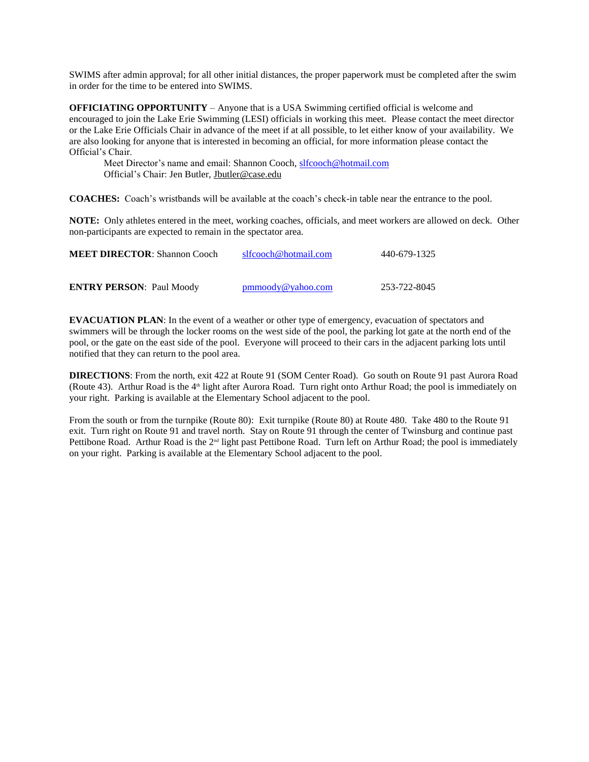SWIMS after admin approval; for all other initial distances, the proper paperwork must be completed after the swim in order for the time to be entered into SWIMS.

**OFFICIATING OPPORTUNITY** – Anyone that is a USA Swimming certified official is welcome and encouraged to join the Lake Erie Swimming (LESI) officials in working this meet. Please contact the meet director or the Lake Erie Officials Chair in advance of the meet if at all possible, to let either know of your availability. We are also looking for anyone that is interested in becoming an official, for more information please contact the Official's Chair.

Meet Director's name and email: Shannon Cooch, slfcooch@hotmail.com
Official's Chair: Jen Butler, Jbutler@case.edu

**COACHES:** Coach's wristbands will be available at the coach's check-in table near the entrance to the pool.

**NOTE:** Only athletes entered in the meet, working coaches, officials, and meet workers are allowed on deck. Other non-participants are expected to remain in the spectator area.

**MEET DIRECTOR**: Shannon Cooch slfcooch@hotmail.com 440-679-1325

**ENTRY PERSON**: Paul Moody pmmoody@yahoo.com 253-722-8045

**EVACUATION PLAN**: In the event of a weather or other type of emergency, evacuation of spectators and swimmers will be through the locker rooms on the west side of the pool, the parking lot gate at the north end of the pool, or the gate on the east side of the pool. Everyone will proceed to their cars in the adjacent parking lots until notified that they can return to the pool area.

**DIRECTIONS**: From the north, exit 422 at Route 91 (SOM Center Road). Go south on Route 91 past Aurora Road (Route 43). Arthur Road is the 4th light after Aurora Road. Turn right onto Arthur Road; the pool is immediately on your right. Parking is available at the Elementary School adjacent to the pool.

From the south or from the turnpike (Route 80): Exit turnpike (Route 80) at Route 480. Take 480 to the Route 91 exit. Turn right on Route 91 and travel north. Stay on Route 91 through the center of Twinsburg and continue past Pettibone Road. Arthur Road is the 2nd light past Pettibone Road. Turn left on Arthur Road; the pool is immediately on your right. Parking is available at the Elementary School adjacent to the pool.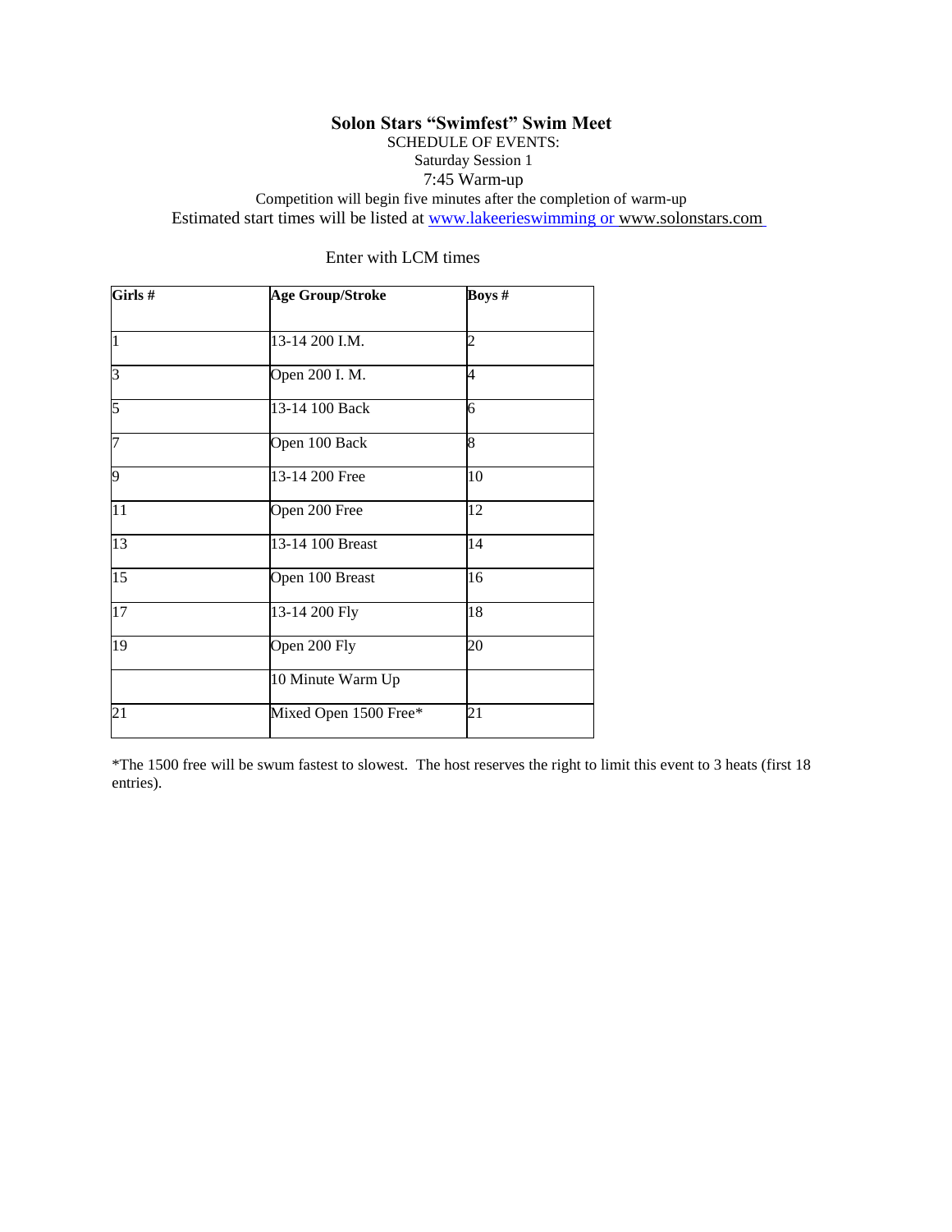# Solon Stars "Swimfest" Swim Meet

SCHEDULE OF EVENTS:

Saturday Session 1

7:45 Warm-up

Competition will begin five minutes after the completion of warm-up

Estimated start times will be listed at www.lakeerieswimming or www.solonstars.com

Enter with LCM times

| Girls # | Age Group/Stroke | Boys # |
|---|---|---|
| 1 | 13-14 200 I.M. | 2 |
| 3 | Open 200 I. M. | 4 |
| 5 | 13-14 100 Back | 6 |
| 7 | Open 100 Back | 8 |
| 9 | 13-14 200 Free | 10 |
| 11 | Open 200 Free | 12 |
| 13 | 13-14 100 Breast | 14 |
| 15 | Open 100 Breast | 16 |
| 17 | 13-14 200 Fly | 18 |
| 19 | Open 200 Fly | 20 |
| | 10 Minute Warm Up | |
| 21 | Mixed Open 1500 Free* | 21 |

*The 1500 free will be swum fastest to slowest. The host reserves the right to limit this event to 3 heats (first 18 entries).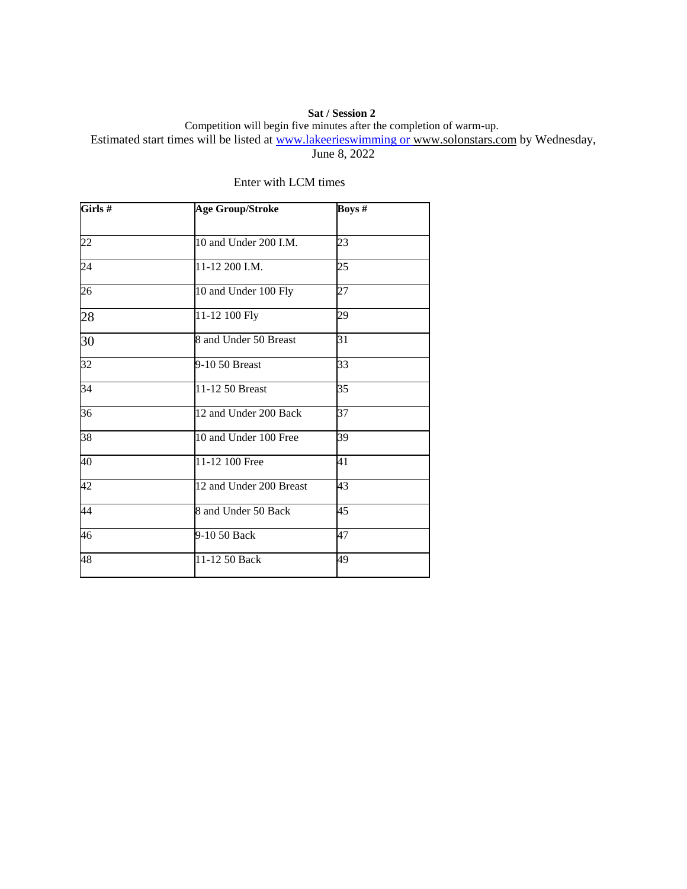**Sat / Session 2**

Competition will begin five minutes after the completion of warm-up.

Estimated start times will be listed at www.lakeerieswimming or www.solonstars.com by Wednesday, June 8, 2022

Enter with LCM times

| Girls # | Age Group/Stroke | Boys # |
|---|---|---|
| 22 | 10 and Under 200 I.M. | 23 |
| 24 | 11-12 200 I.M. | 25 |
| 26 | 10 and Under 100 Fly | 27 |
| 28 | 11-12 100 Fly | 29 |
| 30 | 8 and Under 50 Breast | 31 |
| 32 | 9-10 50 Breast | 33 |
| 34 | 11-12 50 Breast | 35 |
| 36 | 12 and Under 200 Back | 37 |
| 38 | 10 and Under 100 Free | 39 |
| 40 | 11-12 100 Free | 41 |
| 42 | 12 and Under 200 Breast | 43 |
| 44 | 8 and Under 50 Back | 45 |
| 46 | 9-10 50 Back | 47 |
| 48 | 11-12 50 Back | 49 |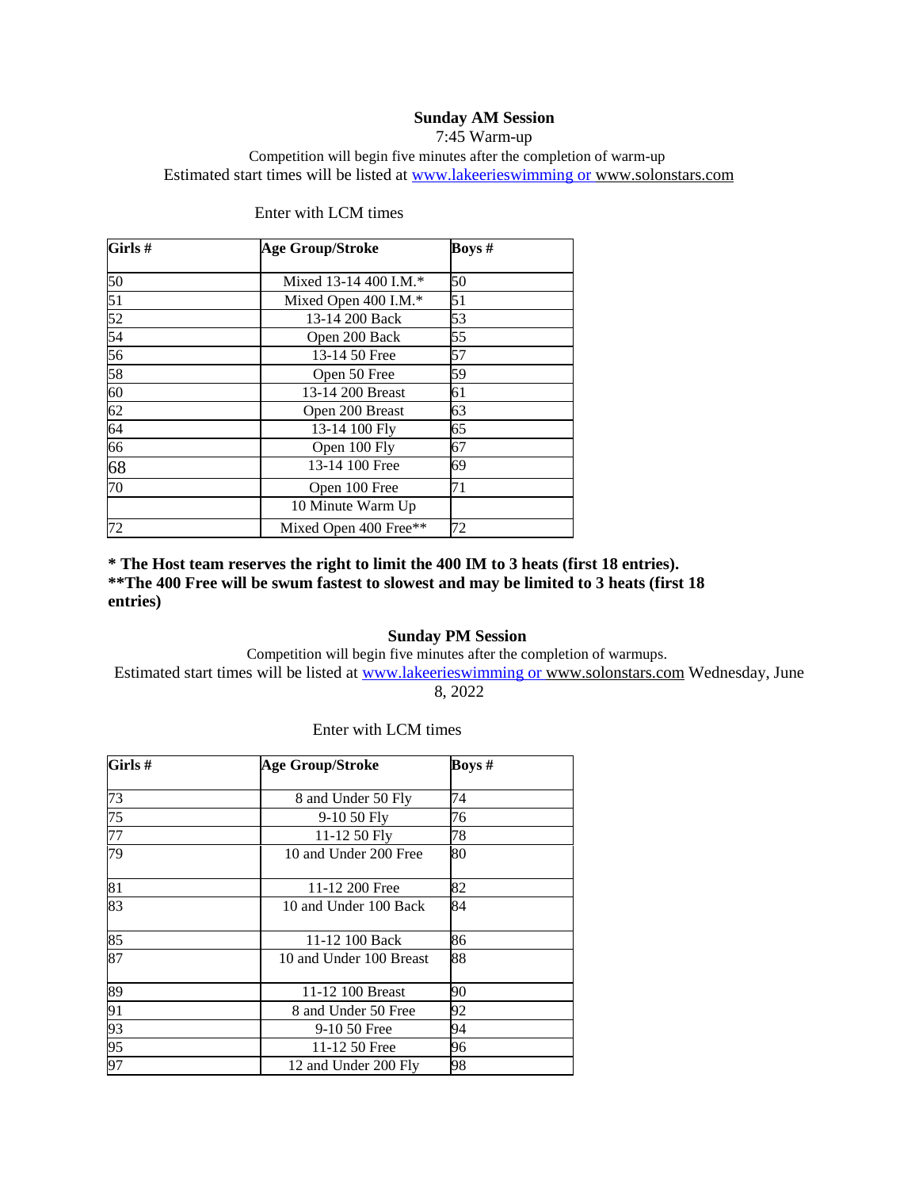## Sunday AM Session

7:45 Warm-up

Competition will begin five minutes after the completion of warm-up

Estimated start times will be listed at www.lakeerieswimming or www.solonstars.com

Enter with LCM times

| Girls # | Age Group/Stroke | Boys # |
|---|---|---|
| 50 | Mixed 13-14 400 I.M.* | 50 |
| 51 | Mixed Open 400 I.M.* | 51 |
| 52 | 13-14 200 Back | 53 |
| 54 | Open 200 Back | 55 |
| 56 | 13-14 50 Free | 57 |
| 58 | Open 50 Free | 59 |
| 60 | 13-14 200 Breast | 61 |
| 62 | Open 200 Breast | 63 |
| 64 | 13-14 100 Fly | 65 |
| 66 | Open 100 Fly | 67 |
| 68 | 13-14 100 Free | 69 |
| 70 | Open 100 Free | 71 |
| | 10 Minute Warm Up | |
| 72 | Mixed Open 400 Free** | 72 |

**\* The Host team reserves the right to limit the 400 IM to 3 heats (first 18 entries).**
**\*\*The 400 Free will be swum fastest to slowest and may be limited to 3 heats (first 18 entries)**

## Sunday PM Session

Competition will begin five minutes after the completion of warmups.

Estimated start times will be listed at www.lakeerieswimming or www.solonstars.com Wednesday, June 8, 2022

Enter with LCM times

| Girls # | Age Group/Stroke | Boys # |
|---|---|---|
| 73 | 8 and Under 50 Fly | 74 |
| 75 | 9-10 50 Fly | 76 |
| 77 | 11-12 50 Fly | 78 |
| 79 | 10 and Under 200 Free | 80 |
| 81 | 11-12 200 Free | 82 |
| 83 | 10 and Under 100 Back | 84 |
| 85 | 11-12 100 Back | 86 |
| 87 | 10 and Under 100 Breast | 88 |
| 89 | 11-12 100 Breast | 90 |
| 91 | 8 and Under 50 Free | 92 |
| 93 | 9-10 50 Free | 94 |
| 95 | 11-12 50 Free | 96 |
| 97 | 12 and Under 200 Fly | 98 |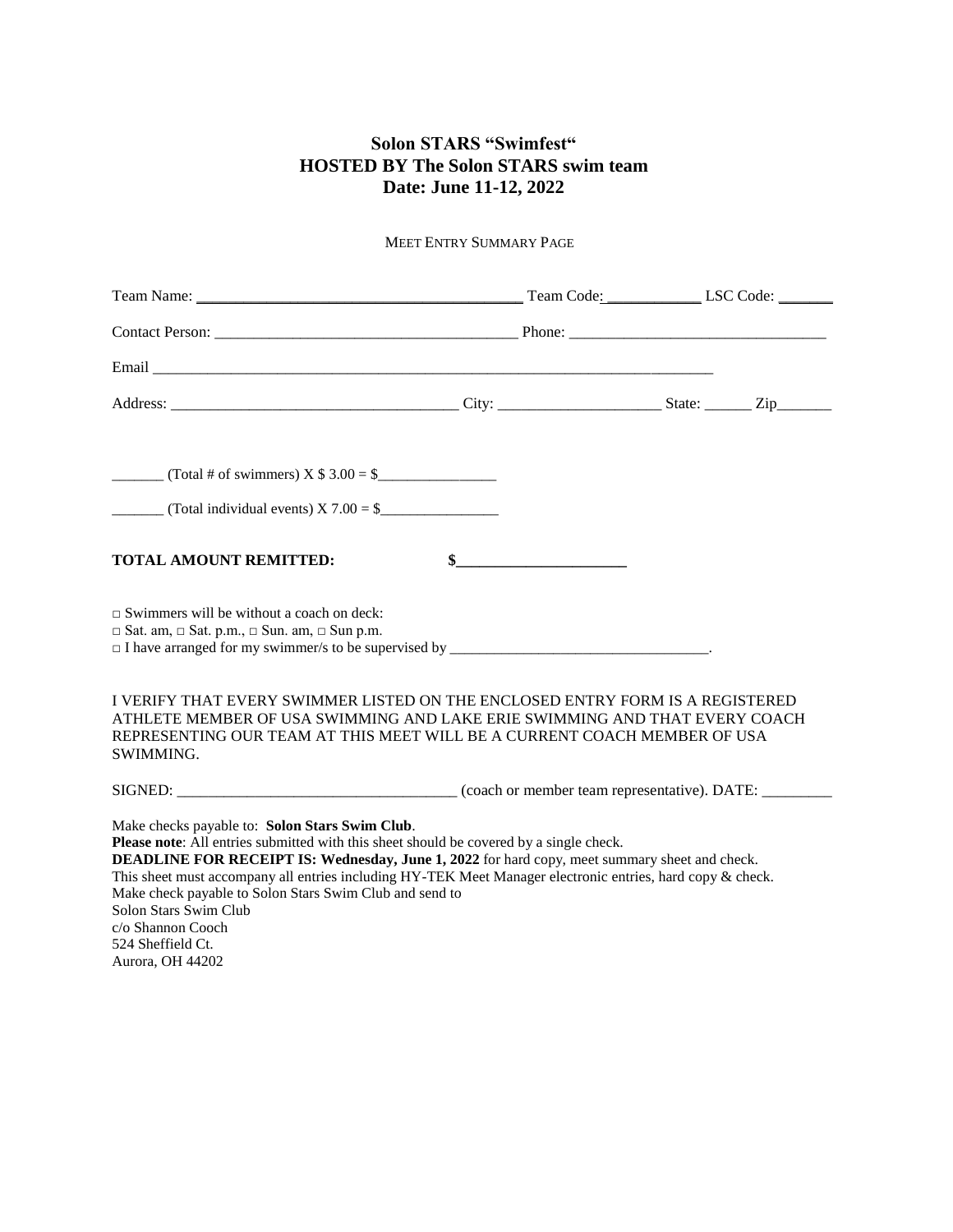# Solon STARS "Swimfest"
# HOSTED BY The Solon STARS swim team
# Date: June 11-12, 2022

MEET ENTRY SUMMARY PAGE

Team Name: ________________________________________ Team Code: ____________ LSC Code: _______

Contact Person: ______________________________________ Phone: _________________________________

Email ___________________________________________________________________________

Address: ____________________________________ City: _____________________ State: ______ Zip_______

_______ (Total # of swimmers) X $ 3.00 = $________________

_______ (Total individual events) X 7.00 = $________________

**TOTAL AMOUNT REMITTED:** **$______________________**

□ Swimmers will be without a coach on deck:
□ Sat. am, □ Sat. p.m., □ Sun. am, □ Sun p.m.
□ I have arranged for my swimmer/s to be supervised by ___________________________________.

I VERIFY THAT EVERY SWIMMER LISTED ON THE ENCLOSED ENTRY FORM IS A REGISTERED ATHLETE MEMBER OF USA SWIMMING AND LAKE ERIE SWIMMING AND THAT EVERY COACH REPRESENTING OUR TEAM AT THIS MEET WILL BE A CURRENT COACH MEMBER OF USA SWIMMING.

SIGNED: ____________________________________ (coach or member team representative). DATE: _________

Make checks payable to: **Solon Stars Swim Club**.
**Please note**: All entries submitted with this sheet should be covered by a single check.
**DEADLINE FOR RECEIPT IS: Wednesday, June 1, 2022** for hard copy, meet summary sheet and check.
This sheet must accompany all entries including HY-TEK Meet Manager electronic entries, hard copy & check.
Make check payable to Solon Stars Swim Club and send to
Solon Stars Swim Club
c/o Shannon Cooch
524 Sheffield Ct.
Aurora, OH 44202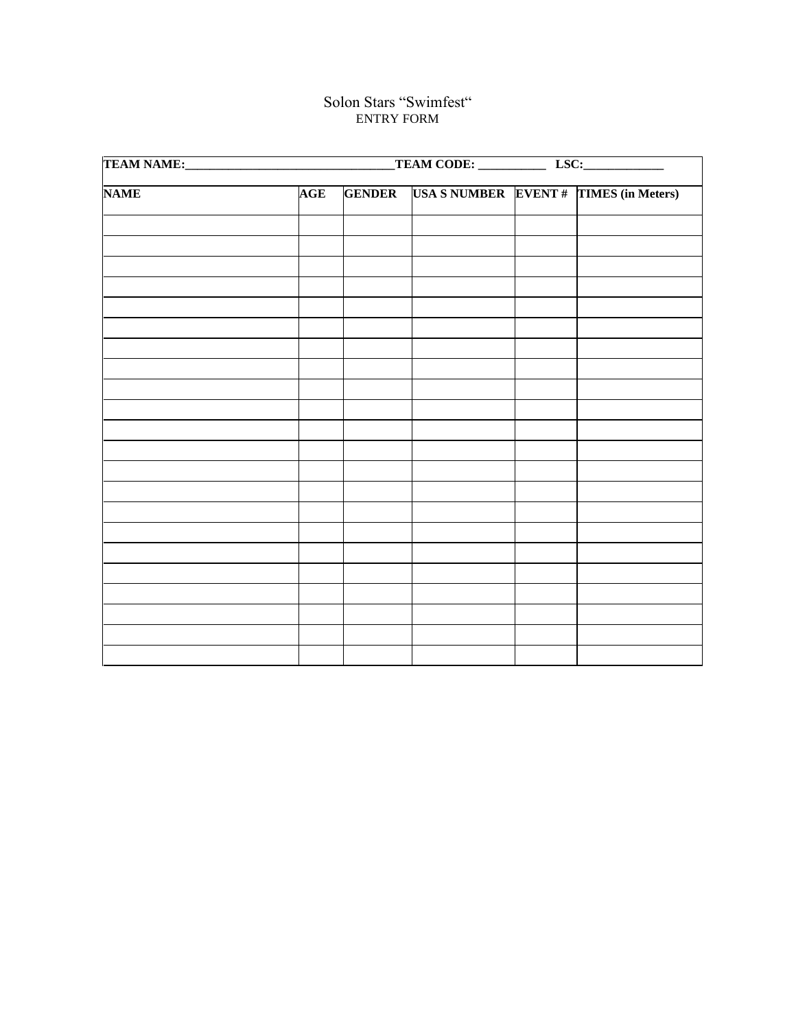Solon Stars “Swimfest“

ENTRY FORM

**TEAM NAME:\_\_\_\_\_\_\_\_\_\_\_\_\_\_\_\_\_\_\_\_\_\_\_\_\_\_\_\_\_\_\_\_\_TEAM CODE: \_\_\_\_\_\_\_\_\_\_\_ LSC:\_\_\_\_\_\_\_\_\_\_\_\_\_**

| NAME | AGE | GENDER | USA S NUMBER | EVENT # | TIMES (in Meters) |
|---|---|---|---|---|---|
| | | | | | |
| | | | | | |
| | | | | | |
| | | | | | |
| | | | | | |
| | | | | | |
| | | | | | |
| | | | | | |
| | | | | | |
| | | | | | |
| | | | | | |
| | | | | | |
| | | | | | |
| | | | | | |
| | | | | | |
| | | | | | |
| | | | | | |
| | | | | | |
| | | | | | |
| | | | | | |
| | | | | | |
| | | | | | |